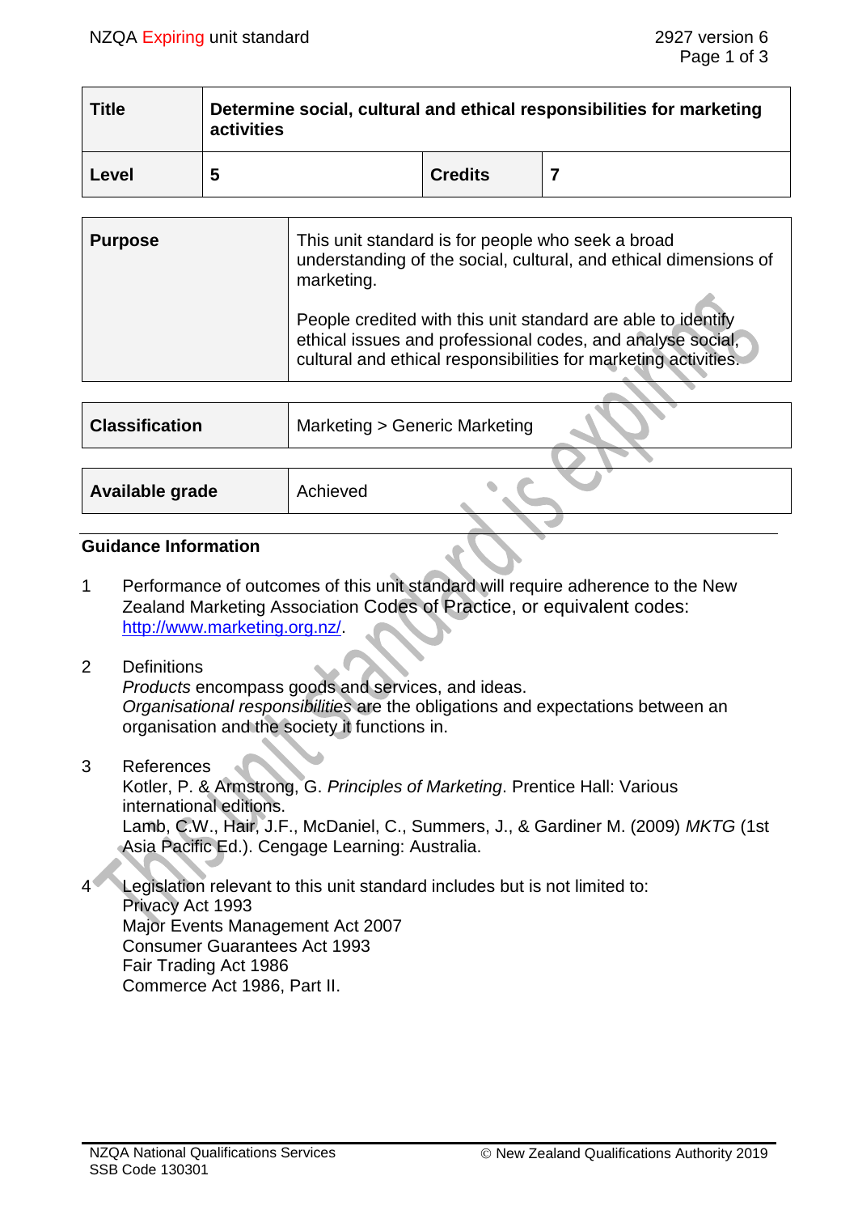| | | | |
|---|---|---|---|
| **Title** | **Determine social, cultural and ethical responsibilities for marketing activities** | | |
| **Level** | **5** | **Credits** | **7** |

| | |
|---|---|
| **Purpose** | This unit standard is for people who seek a broad understanding of the social, cultural, and ethical dimensions of marketing.<br><br>People credited with this unit standard are able to identify ethical issues and professional codes, and analyse social, cultural and ethical responsibilities for marketing activities. |

| | |
|---|---|
| **Classification** | Marketing > Generic Marketing |

| | |
|---|---|
| **Available grade** | Achieved |

## Guidance Information

1. Performance of outcomes of this unit standard will require adherence to the New Zealand Marketing Association Codes of Practice, or equivalent codes: http://www.marketing.org.nz/.

2. Definitions
   *Products* encompass goods and services, and ideas.
   *Organisational responsibilities* are the obligations and expectations between an organisation and the society it functions in.

3. References
   Kotler, P. & Armstrong, G. *Principles of Marketing*. Prentice Hall: Various international editions.
   Lamb, C.W., Hair, J.F., McDaniel, C., Summers, J., & Gardiner M. (2009) *MKTG* (1st Asia Pacific Ed.). Cengage Learning: Australia.

4. Legislation relevant to this unit standard includes but is not limited to:
   Privacy Act 1993
   Major Events Management Act 2007
   Consumer Guarantees Act 1993
   Fair Trading Act 1986
   Commerce Act 1986, Part II.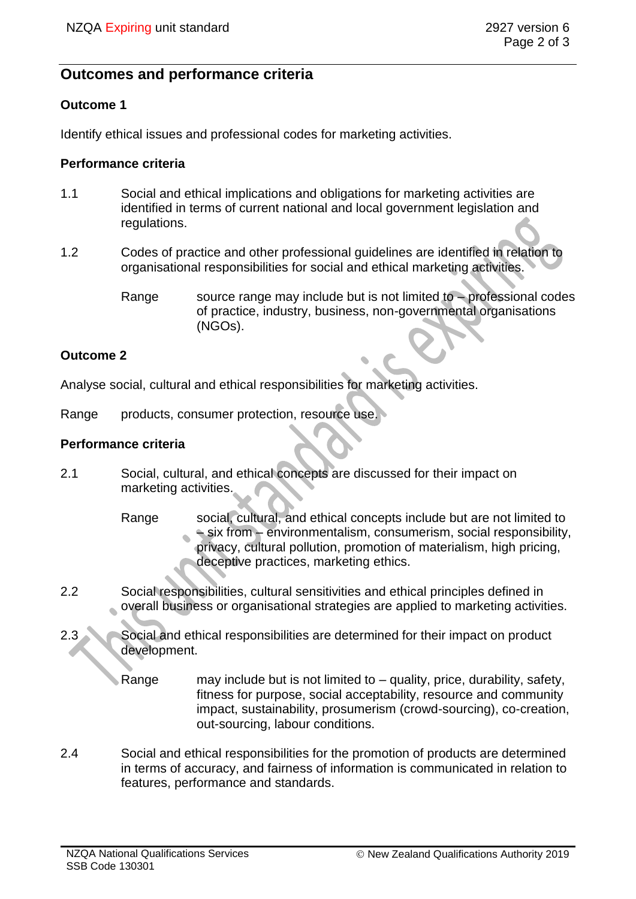## Outcomes and performance criteria

### Outcome 1

Identify ethical issues and professional codes for marketing activities.

#### Performance criteria

1.1 Social and ethical implications and obligations for marketing activities are identified in terms of current national and local government legislation and regulations.

1.2 Codes of practice and other professional guidelines are identified in relation to organisational responsibilities for social and ethical marketing activities.

Range source range may include but is not limited to – professional codes of practice, industry, business, non-governmental organisations (NGOs).

### Outcome 2

Analyse social, cultural and ethical responsibilities for marketing activities.

Range products, consumer protection, resource use.

#### Performance criteria

2.1 Social, cultural, and ethical concepts are discussed for their impact on marketing activities.

Range social, cultural, and ethical concepts include but are not limited to – six from – environmentalism, consumerism, social responsibility, privacy, cultural pollution, promotion of materialism, high pricing, deceptive practices, marketing ethics.

2.2 Social responsibilities, cultural sensitivities and ethical principles defined in overall business or organisational strategies are applied to marketing activities.

2.3 Social and ethical responsibilities are determined for their impact on product development.

Range may include but is not limited to – quality, price, durability, safety, fitness for purpose, social acceptability, resource and community impact, sustainability, prosumerism (crowd-sourcing), co-creation, out-sourcing, labour conditions.

2.4 Social and ethical responsibilities for the promotion of products are determined in terms of accuracy, and fairness of information is communicated in relation to features, performance and standards.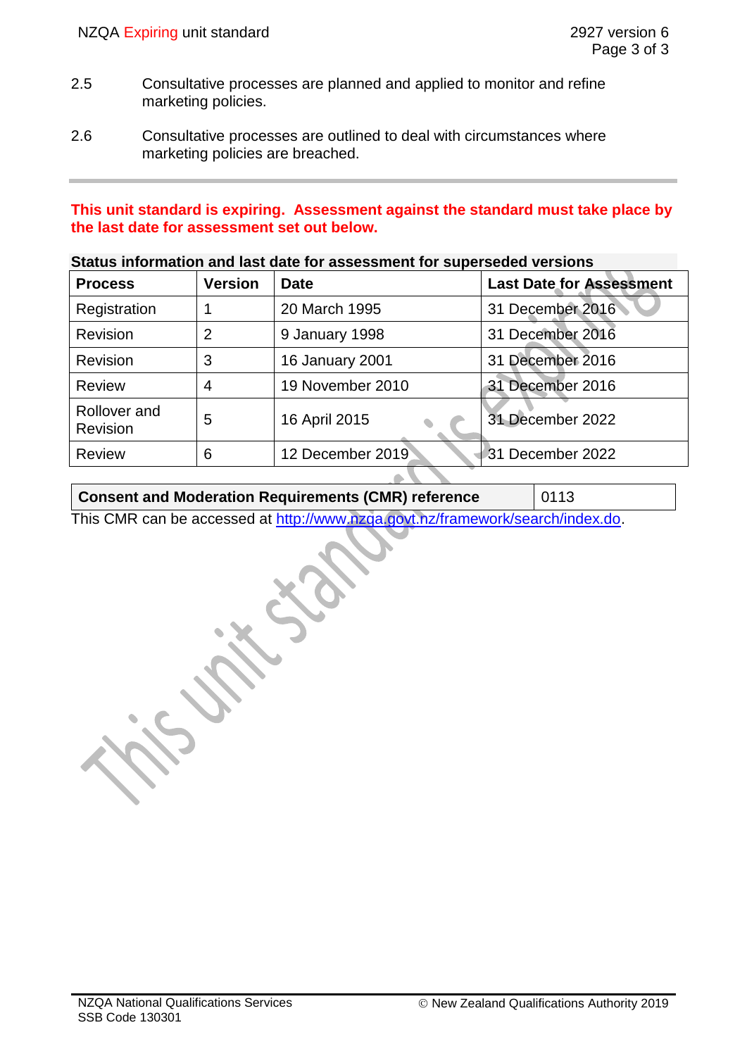2.5 Consultative processes are planned and applied to monitor and refine marketing policies.

2.6 Consultative processes are outlined to deal with circumstances where marketing policies are breached.

---

**This unit standard is expiring. Assessment against the standard must take place by the last date for assessment set out below.**

**Status information and last date for assessment for superseded versions**

| Process | Version | Date | Last Date for Assessment |
|---|---|---|---|
| Registration | 1 | 20 March 1995 | 31 December 2016 |
| Revision | 2 | 9 January 1998 | 31 December 2016 |
| Revision | 3 | 16 January 2001 | 31 December 2016 |
| Review | 4 | 19 November 2010 | 31 December 2016 |
| Rollover and Revision | 5 | 16 April 2015 | 31 December 2022 |
| Review | 6 | 12 December 2019 | 31 December 2022 |

| **Consent and Moderation Requirements (CMR) reference** | 0113 |
|---|---|

This CMR can be accessed at http://www.nzqa.govt.nz/framework/search/index.do.